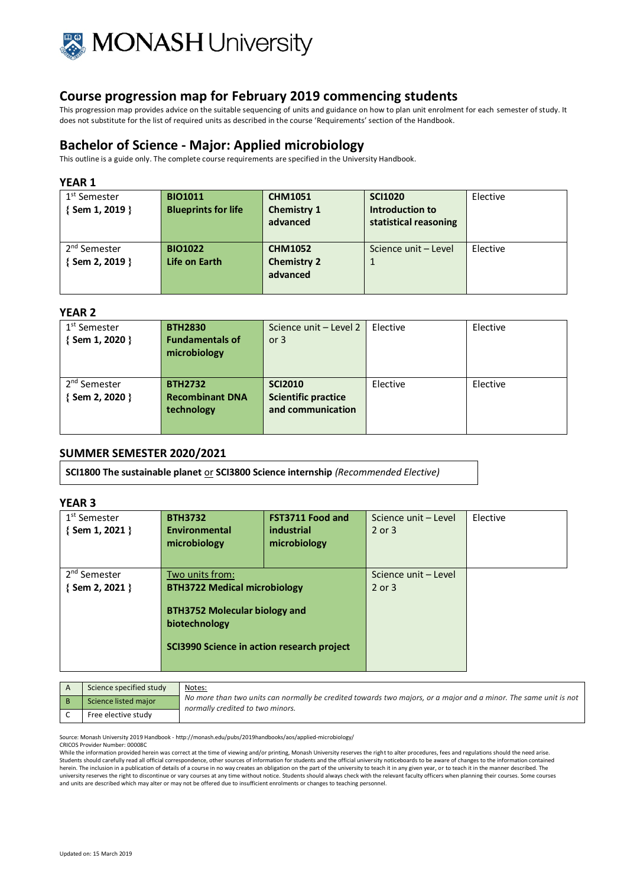MONASH University

# Course progression map for February 2019 commencing students

This progression map provides advice on the suitable sequencing of units and guidance on how to plan unit enrolment for each semester of study. It does not substitute for the list of required units as described in the course 'Requirements' section of the Handbook.

# Bachelor of Science - Major: Applied microbiology

This outline is a guide only. The complete course requirements are specified in the University Handbook.

## YEAR 1

| | | | | |
|---|---|---|---|---|
| 1st Semester { Sem 1, 2019 } | **BIO1011 Blueprints for life** | **CHM1051 Chemistry 1 advanced** | **SCI1020 Introduction to statistical reasoning** | Elective |
| 2nd Semester { Sem 2, 2019 } | **BIO1022 Life on Earth** | **CHM1052 Chemistry 2 advanced** | Science unit – Level 1 | Elective |

## YEAR 2

| | | | | |
|---|---|---|---|---|
| 1st Semester { Sem 1, 2020 } | **BTH2830 Fundamentals of microbiology** | Science unit – Level 2 or 3 | Elective | Elective |
| 2nd Semester { Sem 2, 2020 } | **BTH2732 Recombinant DNA technology** | **SCI2010 Scientific practice and communication** | Elective | Elective |

## SUMMER SEMESTER 2020/2021

**SCI1800 The sustainable planet** or **SCI3800 Science internship** *(Recommended Elective)*

## YEAR 3

| | | | | |
|---|---|---|---|---|
| 1st Semester { Sem 1, 2021 } | **BTH3732 Environmental microbiology** | **FST3711 Food and industrial microbiology** | Science unit – Level 2 or 3 | Elective |
| 2nd Semester { Sem 2, 2021 } | Two units from: **BTH3722 Medical microbiology** **BTH3752 Molecular biology and biotechnology** **SCI3990 Science in action research project** | | Science unit – Level 2 or 3 | |

| | | |
|---|---|---|
| A | Science specified study | Notes: *No more than two units can normally be credited towards two majors, or a major and a minor. The same unit is not normally credited to two minors.* |
| B | Science listed major | |
| C | Free elective study | |

Source: Monash University 2019 Handbook - http://monash.edu/pubs/2019handbooks/aos/applied-microbiology/

CRICOS Provider Number: 00008C

While the information provided herein was correct at the time of viewing and/or printing, Monash University reserves the right to alter procedures, fees and regulations should the need arise. Students should carefully read all official correspondence, other sources of information for students and the official university noticeboards to be aware of changes to the information contained herein. The inclusion in a publication of details of a course in no way creates an obligation on the part of the university to teach it in any given year, or to teach it in the manner described. The university reserves the right to discontinue or vary courses at any time without notice. Students should always check with the relevant faculty officers when planning their courses. Some courses and units are described which may alter or may not be offered due to insufficient enrolments or changes to teaching personnel.

Updated on: 15 March 2019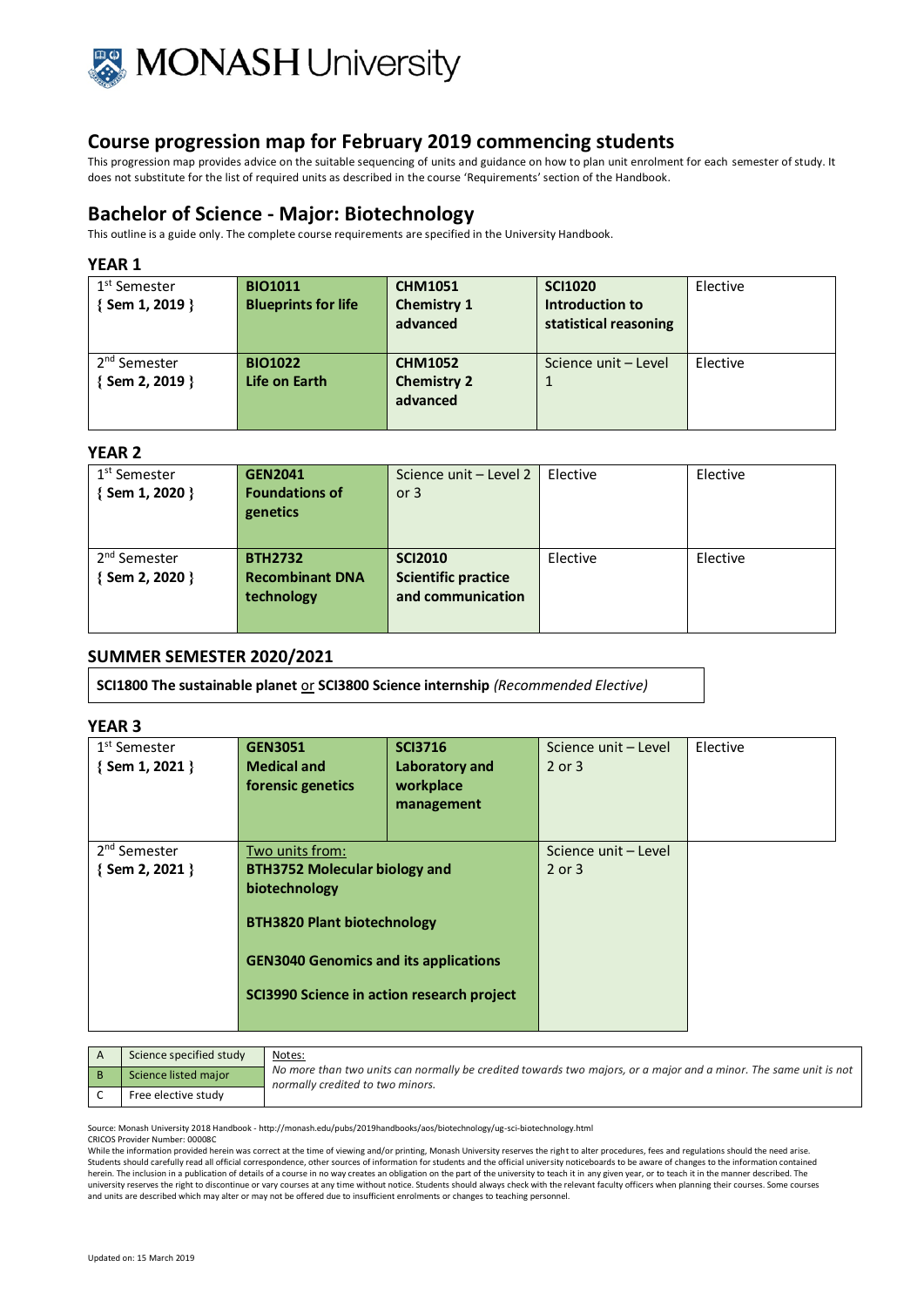MONASH University

## Course progression map for February 2019 commencing students

This progression map provides advice on the suitable sequencing of units and guidance on how to plan unit enrolment for each semester of study. It does not substitute for the list of required units as described in the course 'Requirements' section of the Handbook.

## Bachelor of Science - Major: Biotechnology

This outline is a guide only. The complete course requirements are specified in the University Handbook.

### YEAR 1

| Semester | | | | |
|---|---|---|---|---|
| 1st Semester { Sem 1, 2019 } | **BIO1011 Blueprints for life** | **CHM1051 Chemistry 1 advanced** | **SCI1020 Introduction to statistical reasoning** | Elective |
| 2nd Semester { Sem 2, 2019 } | **BIO1022 Life on Earth** | **CHM1052 Chemistry 2 advanced** | Science unit – Level 1 | Elective |

### YEAR 2

| Semester | | | | |
|---|---|---|---|---|
| 1st Semester { Sem 1, 2020 } | **GEN2041 Foundations of genetics** | Science unit – Level 2 or 3 | Elective | Elective |
| 2nd Semester { Sem 2, 2020 } | **BTH2732 Recombinant DNA technology** | **SCI2010 Scientific practice and communication** | Elective | Elective |

### SUMMER SEMESTER 2020/2021

**SCI1800 The sustainable planet** or **SCI3800 Science internship** *(Recommended Elective)*

### YEAR 3

| Semester | | | | |
|---|---|---|---|---|
| 1st Semester { Sem 1, 2021 } | **GEN3051 Medical and forensic genetics** | **SCI3716 Laboratory and workplace management** | Science unit – Level 2 or 3 | Elective |
| 2nd Semester { Sem 2, 2021 } | Two units from: **BTH3752 Molecular biology and biotechnology**; **BTH3820 Plant biotechnology**; **GEN3040 Genomics and its applications**; **SCI3990 Science in action research project** | | Science unit – Level 2 or 3 | |

| | | |
|---|---|---|
| A | Science specified study | Notes: *No more than two units can normally be credited towards two majors, or a major and a minor. The same unit is not normally credited to two minors.* |
| B | Science listed major | |
| C | Free elective study | |

Source: Monash University 2018 Handbook - http://monash.edu/pubs/2019handbooks/aos/biotechnology/ug-sci-biotechnology.html
CRICOS Provider Number: 00008C

While the information provided herein was correct at the time of viewing and/or printing, Monash University reserves the right to alter procedures, fees and regulations should the need arise. Students should carefully read all official correspondence, other sources of information for students and the official university noticeboards to be aware of changes to the information contained herein. The inclusion in a publication of details of a course in no way creates an obligation on the part of the university to teach it in any given year, or to teach it in the manner described. The university reserves the right to discontinue or vary courses at any time without notice. Students should always check with the relevant faculty officers when planning their courses. Some courses and units are described which may alter or may not be offered due to insufficient enrolments or changes to teaching personnel.

Updated on: 15 March 2019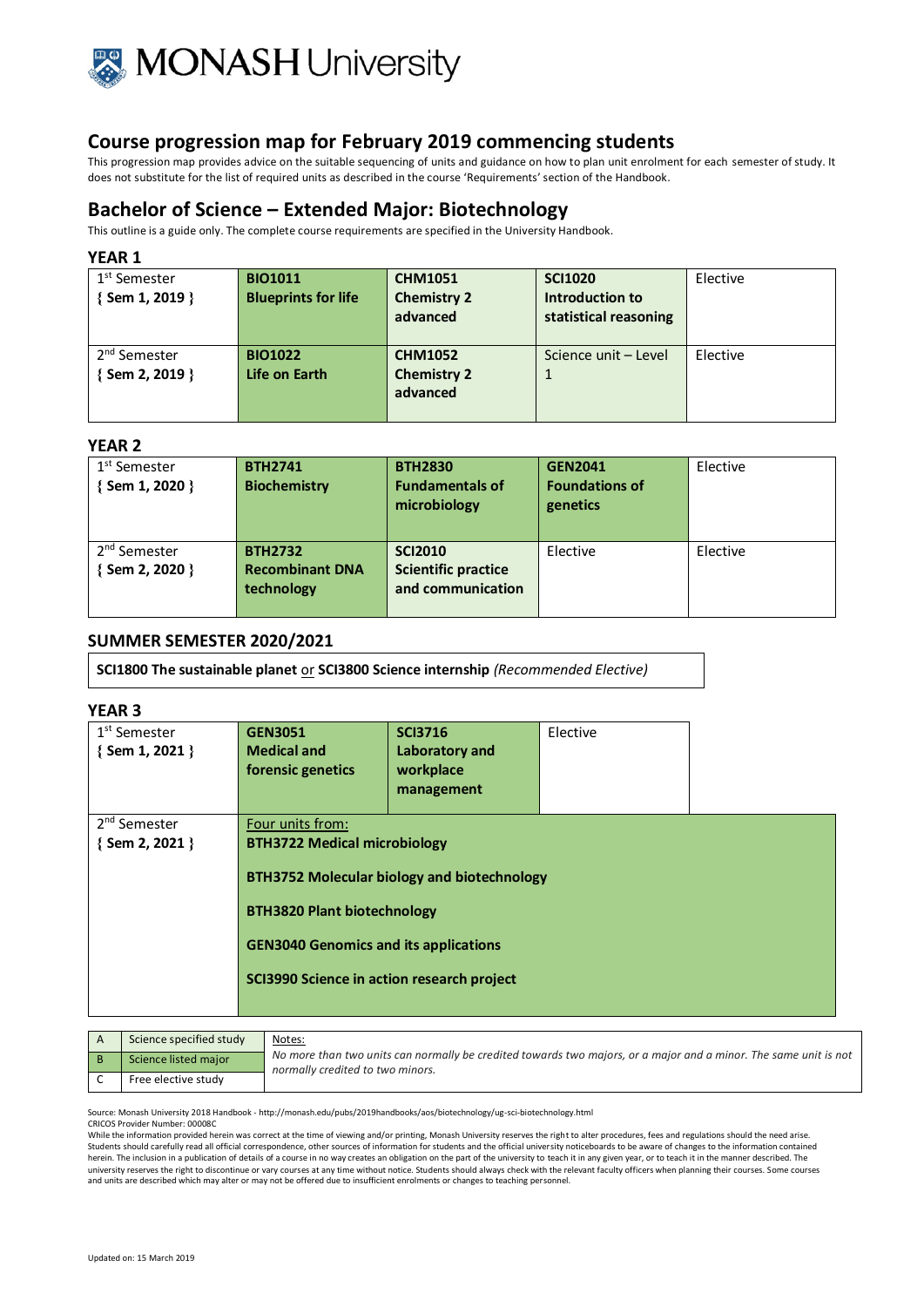# Course progression map for February 2019 commencing students

This progression map provides advice on the suitable sequencing of units and guidance on how to plan unit enrolment for each semester of study. It does not substitute for the list of required units as described in the course 'Requirements' section of the Handbook.

## Bachelor of Science – Extended Major: Biotechnology

This outline is a guide only. The complete course requirements are specified in the University Handbook.

### YEAR 1

| | | | | |
|---|---|---|---|---|
| 1st Semester { Sem 1, 2019 } | **BIO1011 Blueprints for life** | **CHM1051 Chemistry 2 advanced** | **SCI1020 Introduction to statistical reasoning** | Elective |
| 2nd Semester { Sem 2, 2019 } | **BIO1022 Life on Earth** | **CHM1052 Chemistry 2 advanced** | Science unit – Level 1 | Elective |

### YEAR 2

| | | | | |
|---|---|---|---|---|
| 1st Semester { Sem 1, 2020 } | **BTH2741 Biochemistry** | **BTH2830 Fundamentals of microbiology** | **GEN2041 Foundations of genetics** | Elective |
| 2nd Semester { Sem 2, 2020 } | **BTH2732 Recombinant DNA technology** | **SCI2010 Scientific practice and communication** | Elective | Elective |

### SUMMER SEMESTER 2020/2021

**SCI1800 The sustainable planet** or **SCI3800 Science internship** *(Recommended Elective)*

### YEAR 3

| | | | | |
|---|---|---|---|---|
| 1st Semester { Sem 1, 2021 } | **GEN3051 Medical and forensic genetics** | **SCI3716 Laboratory and workplace management** | Elective | |
| 2nd Semester { Sem 2, 2021 } | Four units from:<br>**BTH3722 Medical microbiology**<br>**BTH3752 Molecular biology and biotechnology**<br>**BTH3820 Plant biotechnology**<br>**GEN3040 Genomics and its applications**<br>**SCI3990 Science in action research project** | | | |

| | |
|---|---|
| A | Science specified study |
| B | Science listed major |
| C | Free elective study |

Notes:
*No more than two units can normally be credited towards two majors, or a major and a minor. The same unit is not normally credited to two minors.*

Source: Monash University 2018 Handbook - http://monash.edu/pubs/2019handbooks/aos/biotechnology/ug-sci-biotechnology.html
CRICOS Provider Number: 00008C

While the information provided herein was correct at the time of viewing and/or printing, Monash University reserves the right to alter procedures, fees and regulations should the need arise. Students should carefully read all official correspondence, other sources of information for students and the official university noticeboards to be aware of changes to the information contained herein. The inclusion in a publication of details of a course in no way creates an obligation on the part of the university to teach it in any given year, or to teach it in the manner described. The university reserves the right to discontinue or vary courses at any time without notice. Students should always check with the relevant faculty officers when planning their courses. Some courses and units are described which may alter or may not be offered due to insufficient enrolments or changes to teaching personnel.

Updated on: 15 March 2019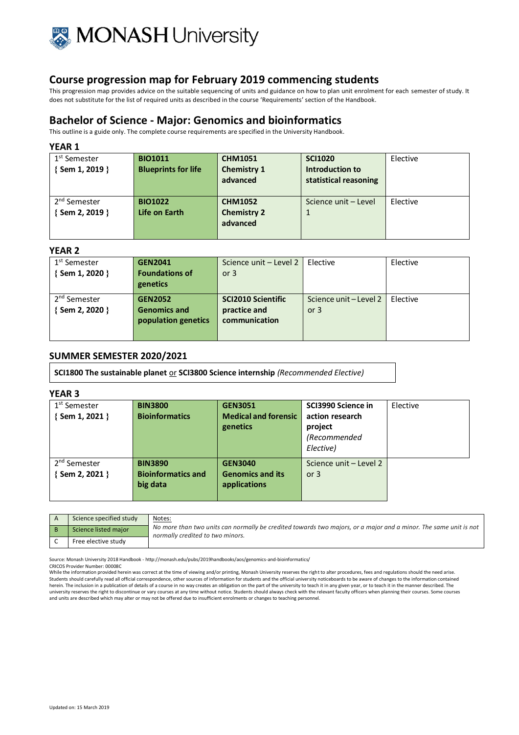# Course progression map for February 2019 commencing students

This progression map provides advice on the suitable sequencing of units and guidance on how to plan unit enrolment for each semester of study. It does not substitute for the list of required units as described in the course 'Requirements' section of the Handbook.

## Bachelor of Science - Major: Genomics and bioinformatics

This outline is a guide only. The complete course requirements are specified in the University Handbook.

### YEAR 1

| | | | | |
|---|---|---|---|---|
| 1st Semester { Sem 1, 2019 } | **BIO1011 Blueprints for life** | **CHM1051 Chemistry 1 advanced** | **SCI1020 Introduction to statistical reasoning** | Elective |
| 2nd Semester { Sem 2, 2019 } | **BIO1022 Life on Earth** | **CHM1052 Chemistry 2 advanced** | Science unit – Level 1 | Elective |

### YEAR 2

| | | | | |
|---|---|---|---|---|
| 1st Semester { Sem 1, 2020 } | **GEN2041 Foundations of genetics** | Science unit – Level 2 or 3 | Elective | Elective |
| 2nd Semester { Sem 2, 2020 } | **GEN2052 Genomics and population genetics** | **SCI2010 Scientific practice and communication** | Science unit – Level 2 or 3 | Elective |

### SUMMER SEMESTER 2020/2021

**SCI1800 The sustainable planet** or **SCI3800 Science internship** *(Recommended Elective)*

### YEAR 3

| | | | | |
|---|---|---|---|---|
| 1st Semester { Sem 1, 2021 } | **BIN3800 Bioinformatics** | **GEN3051 Medical and forensic genetics** | **SCI3990 Science in action research project** *(Recommended Elective)* | Elective |
| 2nd Semester { Sem 2, 2021 } | **BIN3890 Bioinformatics and big data** | **GEN3040 Genomics and its applications** | Science unit – Level 2 or 3 | |

| | | |
|---|---|---|
| A | Science specified study | Notes: *No more than two units can normally be credited towards two majors, or a major and a minor. The same unit is not normally credited to two minors.* |
| B | Science listed major | |
| C | Free elective study | |

Source: Monash University 2018 Handbook - http://monash.edu/pubs/2019handbooks/aos/genomics-and-bioinformatics/

CRICOS Provider Number: 00008C

While the information provided herein was correct at the time of viewing and/or printing, Monash University reserves the right to alter procedures, fees and regulations should the need arise. Students should carefully read all official correspondence, other sources of information for students and the official university noticeboards to be aware of changes to the information contained herein. The inclusion in a publication of details of a course in no way creates an obligation on the part of the university to teach it in any given year, or to teach it in the manner described. The university reserves the right to discontinue or vary courses at any time without notice. Students should always check with the relevant faculty officers when planning their courses. Some courses and units are described which may alter or may not be offered due to insufficient enrolments or changes to teaching personnel.

Updated on: 15 March 2019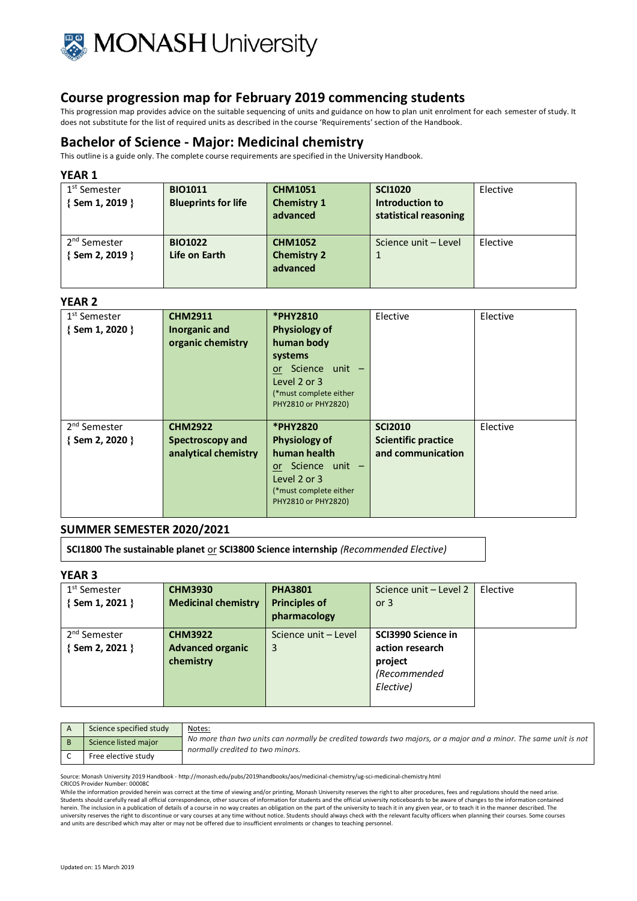# Course progression map for February 2019 commencing students

This progression map provides advice on the suitable sequencing of units and guidance on how to plan unit enrolment for each semester of study. It does not substitute for the list of required units as described in the course 'Requirements' section of the Handbook.

## Bachelor of Science - Major: Medicinal chemistry

This outline is a guide only. The complete course requirements are specified in the University Handbook.

### YEAR 1

| | | | | |
|---|---|---|---|---|
| 1st Semester { Sem 1, 2019 } | **BIO1011 Blueprints for life** | **CHM1051 Chemistry 1 advanced** | **SCI1020 Introduction to statistical reasoning** | Elective |
| 2nd Semester { Sem 2, 2019 } | **BIO1022** Life on Earth | **CHM1052 Chemistry 2 advanced** | Science unit – Level 1 | Elective |

### YEAR 2

| | | | | |
|---|---|---|---|---|
| 1st Semester { Sem 1, 2020 } | **CHM2911 Inorganic and organic chemistry** | ***PHY2810 Physiology of human body systems** or Science unit – Level 2 or 3 (*must complete either PHY2810 or PHY2820) | Elective | Elective |
| 2nd Semester { Sem 2, 2020 } | **CHM2922 Spectroscopy and analytical chemistry** | ***PHY2820 Physiology of human health** or Science unit – Level 2 or 3 (*must complete either PHY2810 or PHY2820) | **SCI2010 Scientific practice and communication** | Elective |

### SUMMER SEMESTER 2020/2021

**SCI1800 The sustainable planet** or **SCI3800 Science internship** *(Recommended Elective)*

### YEAR 3

| | | | | |
|---|---|---|---|---|
| 1st Semester { Sem 1, 2021 } | **CHM3930 Medicinal chemistry** | **PHA3801 Principles of pharmacology** | Science unit – Level 2 or 3 | Elective |
| 2nd Semester { Sem 2, 2021 } | **CHM3922 Advanced organic chemistry** | Science unit – Level 3 | **SCI3990 Science in action research project** *(Recommended Elective)* | |

| | |
|---|---|
| A | Science specified study |
| B | Science listed major |
| C | Free elective study |

Notes:

*No more than two units can normally be credited towards two majors, or a major and a minor. The same unit is not normally credited to two minors.*

Source: Monash University 2019 Handbook - http://monash.edu/pubs/2019handbooks/aos/medicinal-chemistry/ug-sci-medicinal-chemistry.html
CRICOS Provider Number: 00008C

While the information provided herein was correct at the time of viewing and/or printing, Monash University reserves the right to alter procedures, fees and regulations should the need arise. Students should carefully read all official correspondence, other sources of information for students and the official university noticeboards to be aware of changes to the information contained herein. The inclusion in a publication of details of a course in no way creates an obligation on the part of the university to teach it in any given year, or to teach it in the manner described. The university reserves the right to discontinue or vary courses at any time without notice. Students should always check with the relevant faculty officers when planning their courses. Some courses and units are described which may alter or may not be offered due to insufficient enrolments or changes to teaching personnel.

Updated on: 15 March 2019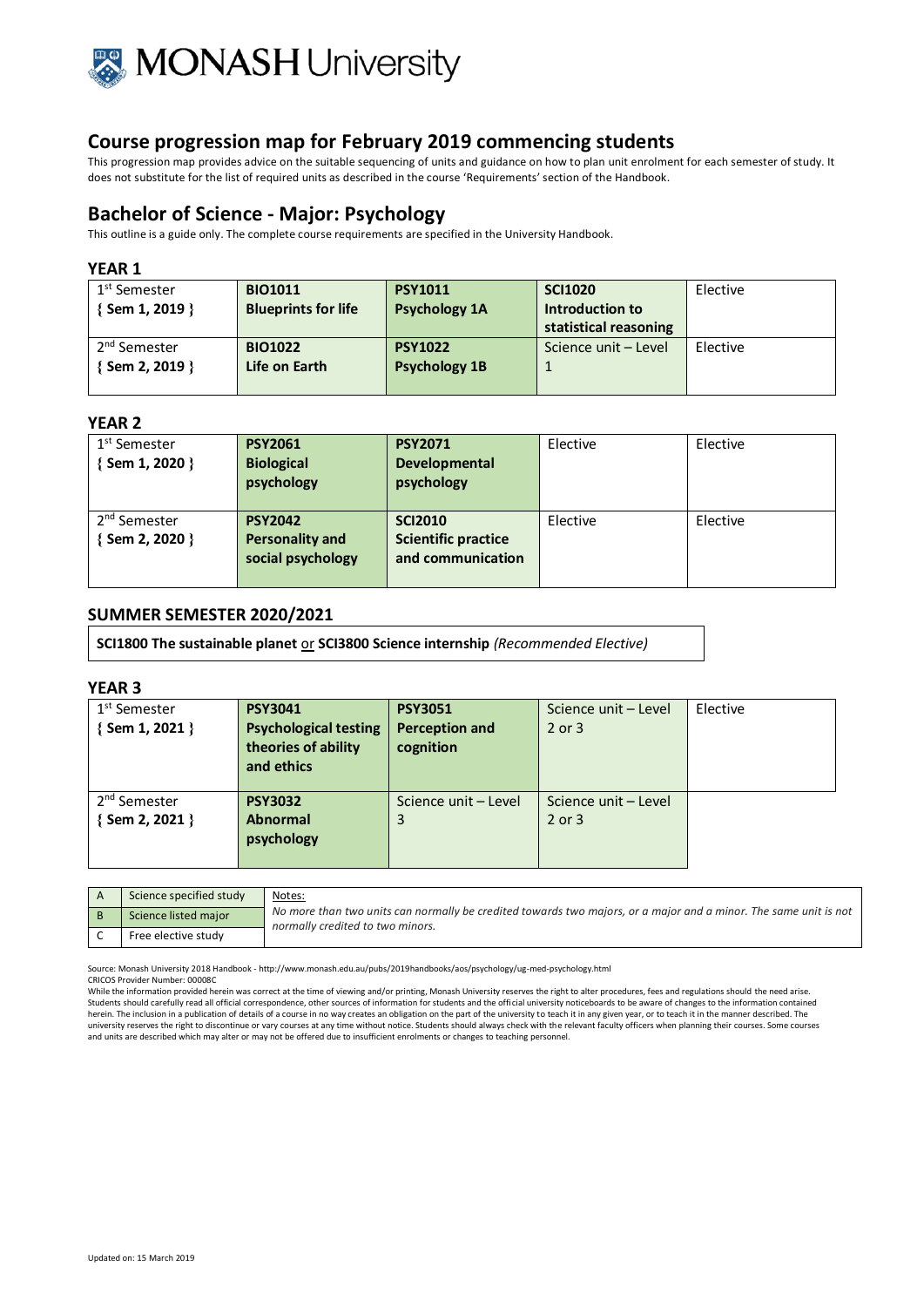# Course progression map for February 2019 commencing students

This progression map provides advice on the suitable sequencing of units and guidance on how to plan unit enrolment for each semester of study. It does not substitute for the list of required units as described in the course 'Requirements' section of the Handbook.

## Bachelor of Science - Major: Psychology

This outline is a guide only. The complete course requirements are specified in the University Handbook.

### YEAR 1

| | | | | |
|---|---|---|---|---|
| 1st Semester { Sem 1, 2019 } | **BIO1011 Blueprints for life** | **PSY1011 Psychology 1A** | **SCI1020 Introduction to statistical reasoning** | Elective |
| 2nd Semester { Sem 2, 2019 } | **BIO1022 Life on Earth** | **PSY1022 Psychology 1B** | Science unit – Level 1 | Elective |

### YEAR 2

| | | | | |
|---|---|---|---|---|
| 1st Semester { Sem 1, 2020 } | **PSY2061 Biological psychology** | **PSY2071 Developmental psychology** | Elective | Elective |
| 2nd Semester { Sem 2, 2020 } | **PSY2042 Personality and social psychology** | **SCI2010 Scientific practice and communication** | Elective | Elective |

### SUMMER SEMESTER 2020/2021

**SCI1800 The sustainable planet** or **SCI3800 Science internship** *(Recommended Elective)*

### YEAR 3

| | | | | |
|---|---|---|---|---|
| 1st Semester { Sem 1, 2021 } | **PSY3041 Psychological testing theories of ability and ethics** | **PSY3051 Perception and cognition** | Science unit – Level 2 or 3 | Elective |
| 2nd Semester { Sem 2, 2021 } | **PSY3032 Abnormal psychology** | Science unit – Level 3 | Science unit – Level 2 or 3 | |

| | |
|---|---|
| A | Science specified study |
| B | Science listed major |
| C | Free elective study |

Notes:
*No more than two units can normally be credited towards two majors, or a major and a minor. The same unit is not normally credited to two minors.*

Source: Monash University 2018 Handbook - http://www.monash.edu.au/pubs/2019handbooks/aos/psychology/ug-med-psychology.html
CRICOS Provider Number: 00008C
While the information provided herein was correct at the time of viewing and/or printing, Monash University reserves the right to alter procedures, fees and regulations should the need arise. Students should carefully read all official correspondence, other sources of information for students and the official university noticeboards to be aware of changes to the information contained herein. The inclusion in a publication of details of a course in no way creates an obligation on the part of the university to teach it in any given year, or to teach it in the manner described. The university reserves the right to discontinue or vary courses at any time without notice. Students should always check with the relevant faculty officers when planning their courses. Some courses and units are described which may alter or may not be offered due to insufficient enrolments or changes to teaching personnel.

Updated on: 15 March 2019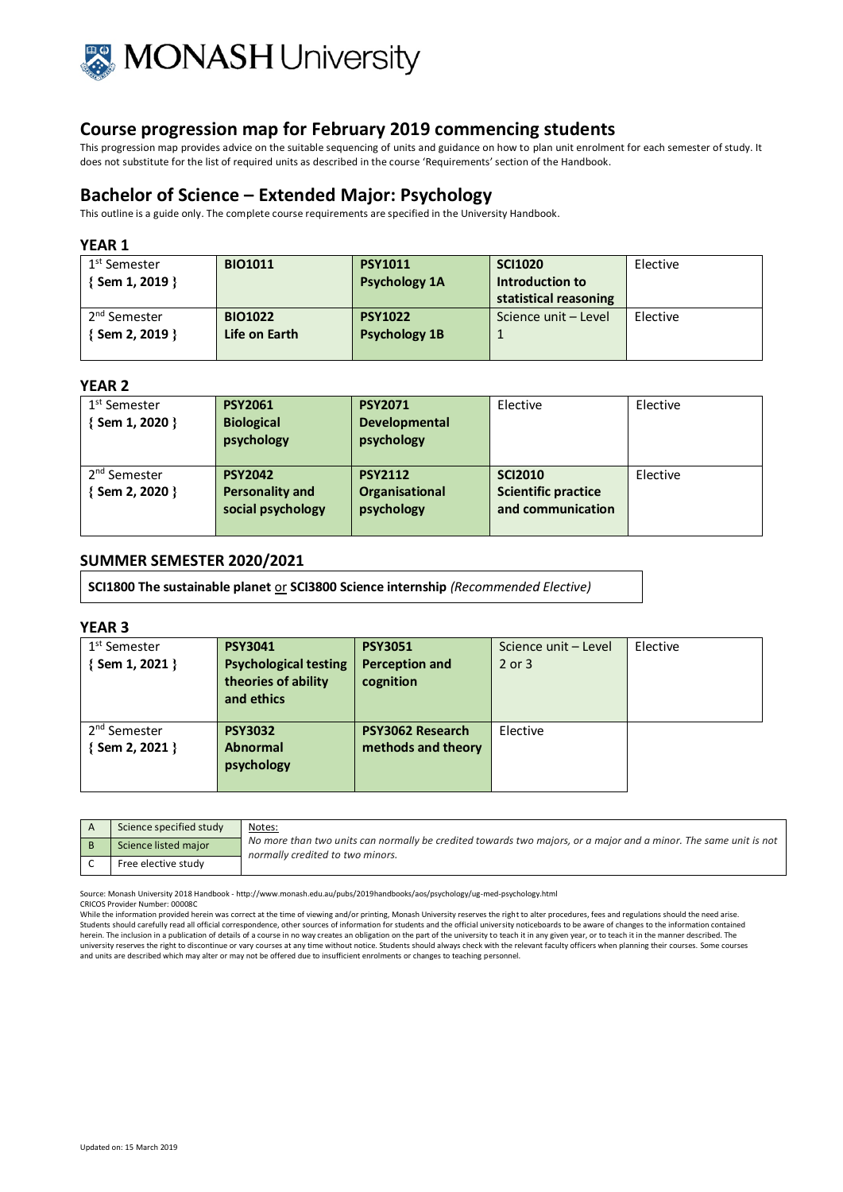MONASH University

# Course progression map for February 2019 commencing students

This progression map provides advice on the suitable sequencing of units and guidance on how to plan unit enrolment for each semester of study. It does not substitute for the list of required units as described in the course 'Requirements' section of the Handbook.

## Bachelor of Science – Extended Major: Psychology

This outline is a guide only. The complete course requirements are specified in the University Handbook.

### YEAR 1

| Semester | | | | |
|---|---|---|---|---|
| 1st Semester { Sem 1, 2019 } | **BIO1011** | **PSY1011 Psychology 1A** | **SCI1020 Introduction to statistical reasoning** | Elective |
| 2nd Semester { Sem 2, 2019 } | **BIO1022 Life on Earth** | **PSY1022 Psychology 1B** | Science unit – Level 1 | Elective |

### YEAR 2

| Semester | | | | |
|---|---|---|---|---|
| 1st Semester { Sem 1, 2020 } | **PSY2061 Biological psychology** | **PSY2071 Developmental psychology** | Elective | Elective |
| 2nd Semester { Sem 2, 2020 } | **PSY2042 Personality and social psychology** | **PSY2112 Organisational psychology** | **SCI2010 Scientific practice and communication** | Elective |

### SUMMER SEMESTER 2020/2021

**SCI1800 The sustainable planet** or **SCI3800 Science internship** *(Recommended Elective)*

### YEAR 3

| Semester | | | | |
|---|---|---|---|---|
| 1st Semester { Sem 1, 2021 } | **PSY3041 Psychological testing theories of ability and ethics** | **PSY3051 Perception and cognition** | Science unit – Level 2 or 3 | Elective |
| 2nd Semester { Sem 2, 2021 } | **PSY3032 Abnormal psychology** | **PSY3062 Research methods and theory** | Elective | |

| | | |
|---|---|---|
| A | Science specified study | Notes: |
| B | Science listed major | *No more than two units can normally be credited towards two majors, or a major and a minor. The same unit is not normally credited to two minors.* |
| C | Free elective study | |

Source: Monash University 2018 Handbook - http://www.monash.edu.au/pubs/2019handbooks/aos/psychology/ug-med-psychology.html
CRICOS Provider Number: 00008C
While the information provided herein was correct at the time of viewing and/or printing, Monash University reserves the right to alter procedures, fees and regulations should the need arise. Students should carefully read all official correspondence, other sources of information for students and the official university noticeboards to be aware of changes to the information contained herein. The inclusion in a publication of details of a course in no way creates an obligation on the part of the university to teach it in any given year, or to teach it in the manner described. The university reserves the right to discontinue or vary courses at any time without notice. Students should always check with the relevant faculty officers when planning their courses. Some courses and units are described which may alter or may not be offered due to insufficient enrolments or changes to teaching personnel.

Updated on: 15 March 2019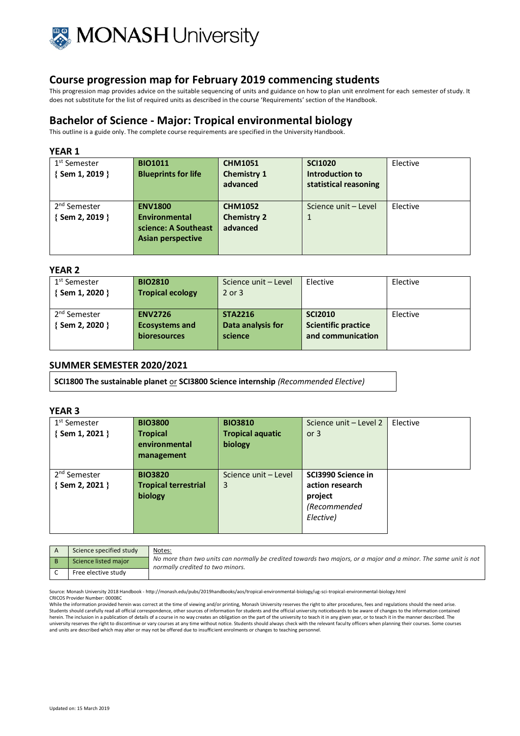## Course progression map for February 2019 commencing students

This progression map provides advice on the suitable sequencing of units and guidance on how to plan unit enrolment for each semester of study. It does not substitute for the list of required units as described in the course 'Requirements' section of the Handbook.

## Bachelor of Science - Major: Tropical environmental biology

This outline is a guide only. The complete course requirements are specified in the University Handbook.

### YEAR 1

| | | | | |
|---|---|---|---|---|
| 1st Semester { Sem 1, 2019 } | **BIO1011 Blueprints for life** | **CHM1051 Chemistry 1 advanced** | **SCI1020 Introduction to statistical reasoning** | Elective |
| 2nd Semester { Sem 2, 2019 } | **ENV1800 Environmental science: A Southeast Asian perspective** | **CHM1052 Chemistry 2 advanced** | Science unit – Level 1 | Elective |

### YEAR 2

| | | | | |
|---|---|---|---|---|
| 1st Semester { Sem 1, 2020 } | **BIO2810 Tropical ecology** | Science unit – Level 2 or 3 | Elective | Elective |
| 2nd Semester { Sem 2, 2020 } | **ENV2726 Ecosystems and bioresources** | **STA2216 Data analysis for science** | **SCI2010 Scientific practice and communication** | Elective |

### SUMMER SEMESTER 2020/2021

**SCI1800 The sustainable planet** or **SCI3800 Science internship** *(Recommended Elective)*

### YEAR 3

| | | | | |
|---|---|---|---|---|
| 1st Semester { Sem 1, 2021 } | **BIO3800 Tropical environmental management** | **BIO3810 Tropical aquatic biology** | Science unit – Level 2 or 3 | Elective |
| 2nd Semester { Sem 2, 2021 } | **BIO3820 Tropical terrestrial biology** | Science unit – Level 3 | **SCI3990 Science in action research project** *(Recommended Elective)* | |

| | |
|---|---|
| A | Science specified study |
| B | Science listed major |
| C | Free elective study |

Notes:
*No more than two units can normally be credited towards two majors, or a major and a minor. The same unit is not normally credited to two minors.*

Source: Monash University 2018 Handbook - http://monash.edu/pubs/2019handbooks/aos/tropical-environmental-biology/ug-sci-tropical-environmental-biology.html
CRICOS Provider Number: 00008C
While the information provided herein was correct at the time of viewing and/or printing, Monash University reserves the right to alter procedures, fees and regulations should the need arise. Students should carefully read all official correspondence, other sources of information for students and the official university noticeboards to be aware of changes to the information contained herein. The inclusion in a publication of details of a course in no way creates an obligation on the part of the university to teach it in any given year, or to teach it in the manner described. The university reserves the right to discontinue or vary courses at any time without notice. Students should always check with the relevant faculty officers when planning their courses. Some courses and units are described which may alter or may not be offered due to insufficient enrolments or changes to teaching personnel.

Updated on: 15 March 2019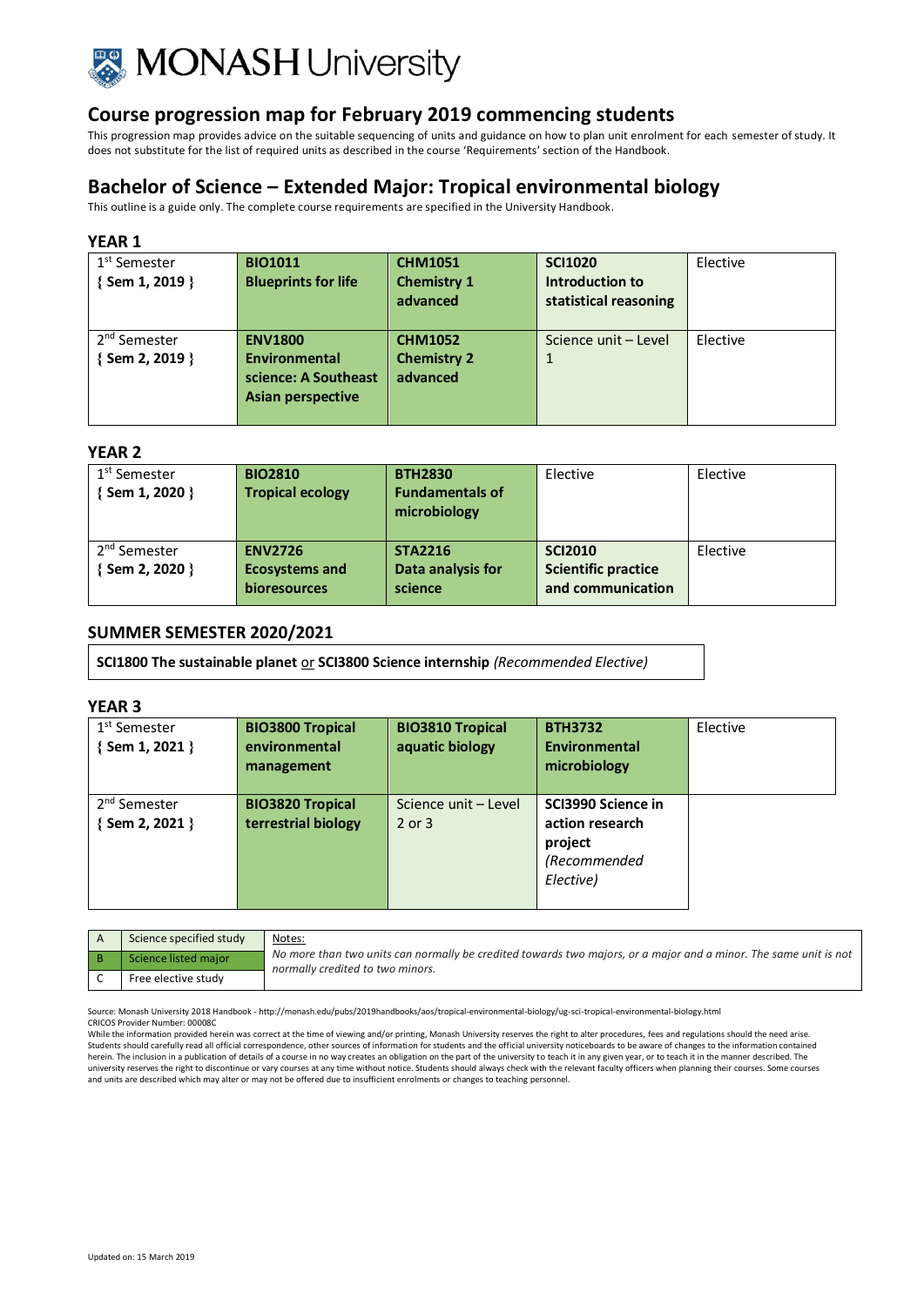MONASH University

# Course progression map for February 2019 commencing students

This progression map provides advice on the suitable sequencing of units and guidance on how to plan unit enrolment for each semester of study. It does not substitute for the list of required units as described in the course 'Requirements' section of the Handbook.

## Bachelor of Science – Extended Major: Tropical environmental biology

This outline is a guide only. The complete course requirements are specified in the University Handbook.

### YEAR 1

| | | | | |
|---|---|---|---|---|
| 1st Semester { Sem 1, 2019 } | **BIO1011 Blueprints for life** | **CHM1051 Chemistry 1 advanced** | **SCI1020 Introduction to statistical reasoning** | Elective |
| 2nd Semester { Sem 2, 2019 } | **ENV1800 Environmental science: A Southeast Asian perspective** | **CHM1052 Chemistry 2 advanced** | Science unit – Level 1 | Elective |

### YEAR 2

| | | | | |
|---|---|---|---|---|
| 1st Semester { Sem 1, 2020 } | **BIO2810 Tropical ecology** | **BTH2830 Fundamentals of microbiology** | Elective | Elective |
| 2nd Semester { Sem 2, 2020 } | **ENV2726 Ecosystems and bioresources** | **STA2216 Data analysis for science** | **SCI2010 Scientific practice and communication** | Elective |

### SUMMER SEMESTER 2020/2021

**SCI1800 The sustainable planet** or **SCI3800 Science internship** *(Recommended Elective)*

### YEAR 3

| | | | | |
|---|---|---|---|---|
| 1st Semester { Sem 1, 2021 } | **BIO3800 Tropical environmental management** | **BIO3810 Tropical aquatic biology** | **BTH3732 Environmental microbiology** | Elective |
| 2nd Semester { Sem 2, 2021 } | **BIO3820 Tropical terrestrial biology** | Science unit – Level 2 or 3 | **SCI3990 Science in action research project** *(Recommended Elective)* | |

| | | |
|---|---|---|
| A | Science specified study | Notes: *No more than two units can normally be credited towards two majors, or a major and a minor. The same unit is not normally credited to two minors.* |
| B | Science listed major | |
| C | Free elective study | |

Source: Monash University 2018 Handbook - http://monash.edu/pubs/2019handbooks/aos/tropical-environmental-biology/ug-sci-tropical-environmental-biology.html
CRICOS Provider Number: 00008C
While the information provided herein was correct at the time of viewing and/or printing, Monash University reserves the right to alter procedures, fees and regulations should the need arise. Students should carefully read all official correspondence, other sources of information for students and the official university noticeboards to be aware of changes to the information contained herein. The inclusion in a publication of details of a course in no way creates an obligation on the part of the university to teach it in any given year, or to teach it in the manner described. The university reserves the right to discontinue or vary courses at any time without notice. Students should always check with the relevant faculty officers when planning their courses. Some courses and units are described which may alter or may not be offered due to insufficient enrolments or changes to teaching personnel.

Updated on: 15 March 2019